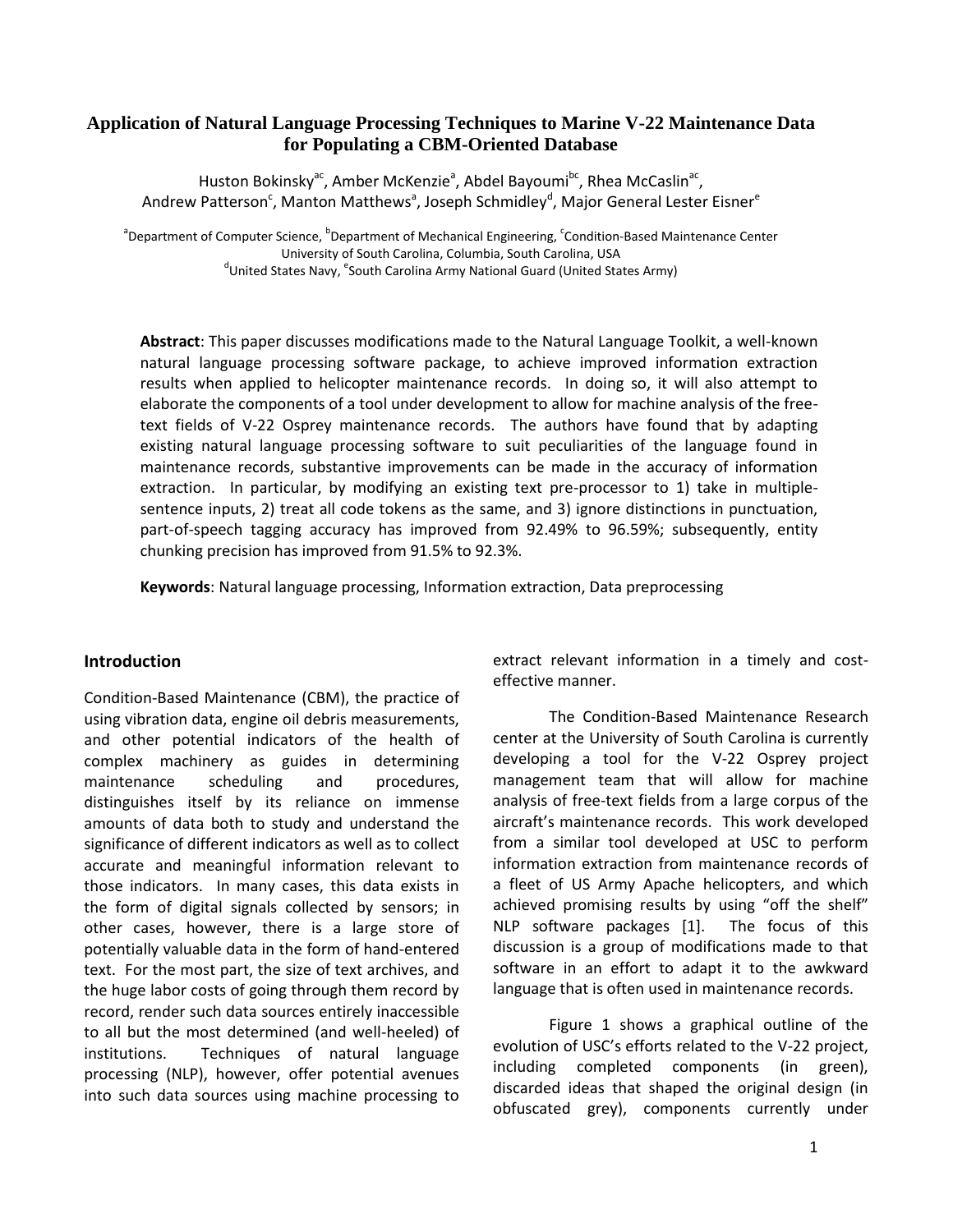# Application of Natural Language Processing Techniques to Marine V-22 Maintenance Data for Populating a CBM-Oriented Database

Huston Bokinsky[ac], Amber McKenzie[a], Abdel Bayoumi[bc], Rhea McCaslin[ac], Andrew Patterson[c], Manton Matthews[a], Joseph Schmidley[d], Major General Lester Eisner[e]

[a]Department of Computer Science, [b]Department of Mechanical Engineering, [c]Condition-Based Maintenance Center
University of South Carolina, Columbia, South Carolina, USA
[d]United States Navy, [e]South Carolina Army National Guard (United States Army)

**Abstract**: This paper discusses modifications made to the Natural Language Toolkit, a well-known natural language processing software package, to achieve improved information extraction results when applied to helicopter maintenance records. In doing so, it will also attempt to elaborate the components of a tool under development to allow for machine analysis of the free-text fields of V-22 Osprey maintenance records. The authors have found that by adapting existing natural language processing software to suit peculiarities of the language found in maintenance records, substantive improvements can be made in the accuracy of information extraction. In particular, by modifying an existing text pre-processor to 1) take in multiple-sentence inputs, 2) treat all code tokens as the same, and 3) ignore distinctions in punctuation, part-of-speech tagging accuracy has improved from 92.49% to 96.59%; subsequently, entity chunking precision has improved from 91.5% to 92.3%.

**Keywords**: Natural language processing, Information extraction, Data preprocessing

## Introduction

Condition-Based Maintenance (CBM), the practice of using vibration data, engine oil debris measurements, and other potential indicators of the health of complex machinery as guides in determining maintenance scheduling and procedures, distinguishes itself by its reliance on immense amounts of data both to study and understand the significance of different indicators as well as to collect accurate and meaningful information relevant to those indicators. In many cases, this data exists in the form of digital signals collected by sensors; in other cases, however, there is a large store of potentially valuable data in the form of hand-entered text. For the most part, the size of text archives, and the huge labor costs of going through them record by record, render such data sources entirely inaccessible to all but the most determined (and well-heeled) of institutions. Techniques of natural language processing (NLP), however, offer potential avenues into such data sources using machine processing to extract relevant information in a timely and cost-effective manner.

The Condition-Based Maintenance Research center at the University of South Carolina is currently developing a tool for the V-22 Osprey project management team that will allow for machine analysis of free-text fields from a large corpus of the aircraft's maintenance records. This work developed from a similar tool developed at USC to perform information extraction from maintenance records of a fleet of US Army Apache helicopters, and which achieved promising results by using "off the shelf" NLP software packages [1]. The focus of this discussion is a group of modifications made to that software in an effort to adapt it to the awkward language that is often used in maintenance records.

Figure 1 shows a graphical outline of the evolution of USC's efforts related to the V-22 project, including completed components (in green), discarded ideas that shaped the original design (in obfuscated grey), components currently under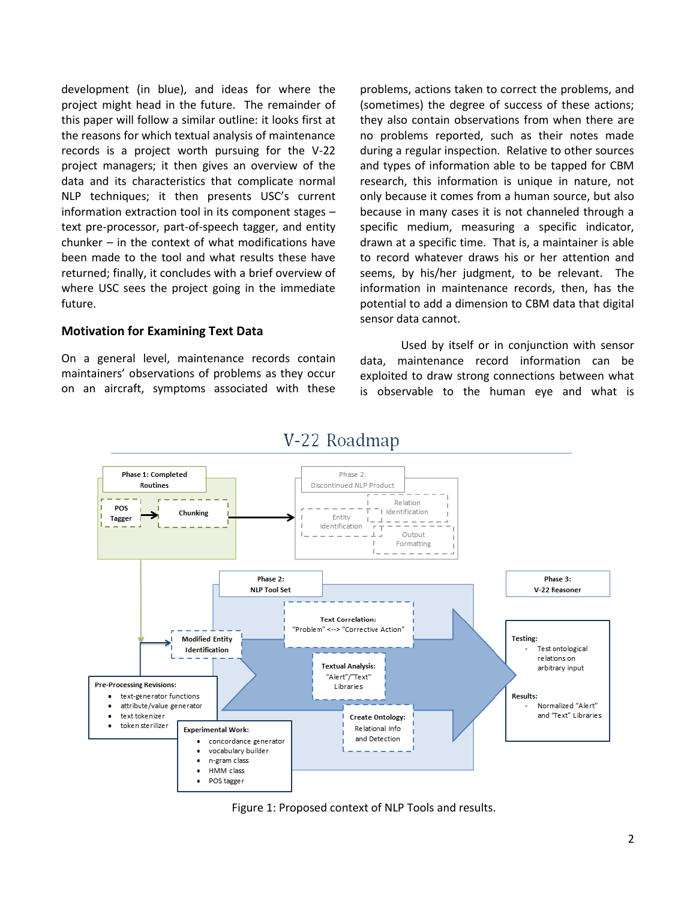development (in blue), and ideas for where the project might head in the future. The remainder of this paper will follow a similar outline: it looks first at the reasons for which textual analysis of maintenance records is a project worth pursuing for the V-22 project managers; it then gives an overview of the data and its characteristics that complicate normal NLP techniques; it then presents USC's current information extraction tool in its component stages – text pre-processor, part-of-speech tagger, and entity chunker – in the context of what modifications have been made to the tool and what results these have returned; finally, it concludes with a brief overview of where USC sees the project going in the immediate future.

## Motivation for Examining Text Data

On a general level, maintenance records contain maintainers' observations of problems as they occur on an aircraft, symptoms associated with these problems, actions taken to correct the problems, and (sometimes) the degree of success of these actions; they also contain observations from when there are no problems reported, such as their notes made during a regular inspection. Relative to other sources and types of information able to be tapped for CBM research, this information is unique in nature, not only because it comes from a human source, but also because in many cases it is not channeled through a specific medium, measuring a specific indicator, drawn at a specific time. That is, a maintainer is able to record whatever draws his or her attention and seems, by his/her judgment, to be relevant. The information in maintenance records, then, has the potential to add a dimension to CBM data that digital sensor data cannot.

Used by itself or in conjunction with sensor data, maintenance record information can be exploited to draw strong connections between what is observable to the human eye and what is

Figure 1: Proposed context of NLP Tools and results.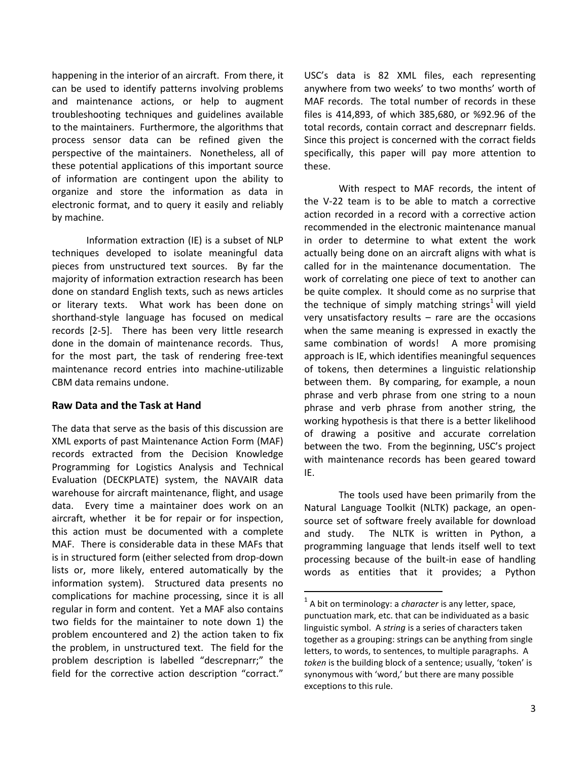happening in the interior of an aircraft. From there, it can be used to identify patterns involving problems and maintenance actions, or help to augment troubleshooting techniques and guidelines available to the maintainers. Furthermore, the algorithms that process sensor data can be refined given the perspective of the maintainers. Nonetheless, all of these potential applications of this important source of information are contingent upon the ability to organize and store the information as data in electronic format, and to query it easily and reliably by machine.

Information extraction (IE) is a subset of NLP techniques developed to isolate meaningful data pieces from unstructured text sources. By far the majority of information extraction research has been done on standard English texts, such as news articles or literary texts. What work has been done on shorthand-style language has focused on medical records [2-5]. There has been very little research done in the domain of maintenance records. Thus, for the most part, the task of rendering free-text maintenance record entries into machine-utilizable CBM data remains undone.

## Raw Data and the Task at Hand

The data that serve as the basis of this discussion are XML exports of past Maintenance Action Form (MAF) records extracted from the Decision Knowledge Programming for Logistics Analysis and Technical Evaluation (DECKPLATE) system, the NAVAIR data warehouse for aircraft maintenance, flight, and usage data. Every time a maintainer does work on an aircraft, whether it be for repair or for inspection, this action must be documented with a complete MAF. There is considerable data in these MAFs that is in structured form (either selected from drop-down lists or, more likely, entered automatically by the information system). Structured data presents no complications for machine processing, since it is all regular in form and content. Yet a MAF also contains two fields for the maintainer to note down 1) the problem encountered and 2) the action taken to fix the problem, in unstructured text. The field for the problem description is labelled "descrepnarr;" the field for the corrective action description "corract." USC's data is 82 XML files, each representing anywhere from two weeks' to two months' worth of MAF records. The total number of records in these files is 414,893, of which 385,680, or %92.96 of the total records, contain corract and descrepnarr fields. Since this project is concerned with the corract fields specifically, this paper will pay more attention to these.

With respect to MAF records, the intent of the V-22 team is to be able to match a corrective action recorded in a record with a corrective action recommended in the electronic maintenance manual in order to determine to what extent the work actually being done on an aircraft aligns with what is called for in the maintenance documentation. The work of correlating one piece of text to another can be quite complex. It should come as no surprise that the technique of simply matching strings[1] will yield very unsatisfactory results – rare are the occasions when the same meaning is expressed in exactly the same combination of words! A more promising approach is IE, which identifies meaningful sequences of tokens, then determines a linguistic relationship between them. By comparing, for example, a noun phrase and verb phrase from one string to a noun phrase and verb phrase from another string, the working hypothesis is that there is a better likelihood of drawing a positive and accurate correlation between the two. From the beginning, USC's project with maintenance records has been geared toward IE.

The tools used have been primarily from the Natural Language Toolkit (NLTK) package, an open-source set of software freely available for download and study. The NLTK is written in Python, a programming language that lends itself well to text processing because of the built-in ease of handling words as entities that it provides; a Python

[1] A bit on terminology: a *character* is any letter, space, punctuation mark, etc. that can be individuated as a basic linguistic symbol. A *string* is a series of characters taken together as a grouping: strings can be anything from single letters, to words, to sentences, to multiple paragraphs. A *token* is the building block of a sentence; usually, 'token' is synonymous with 'word,' but there are many possible exceptions to this rule.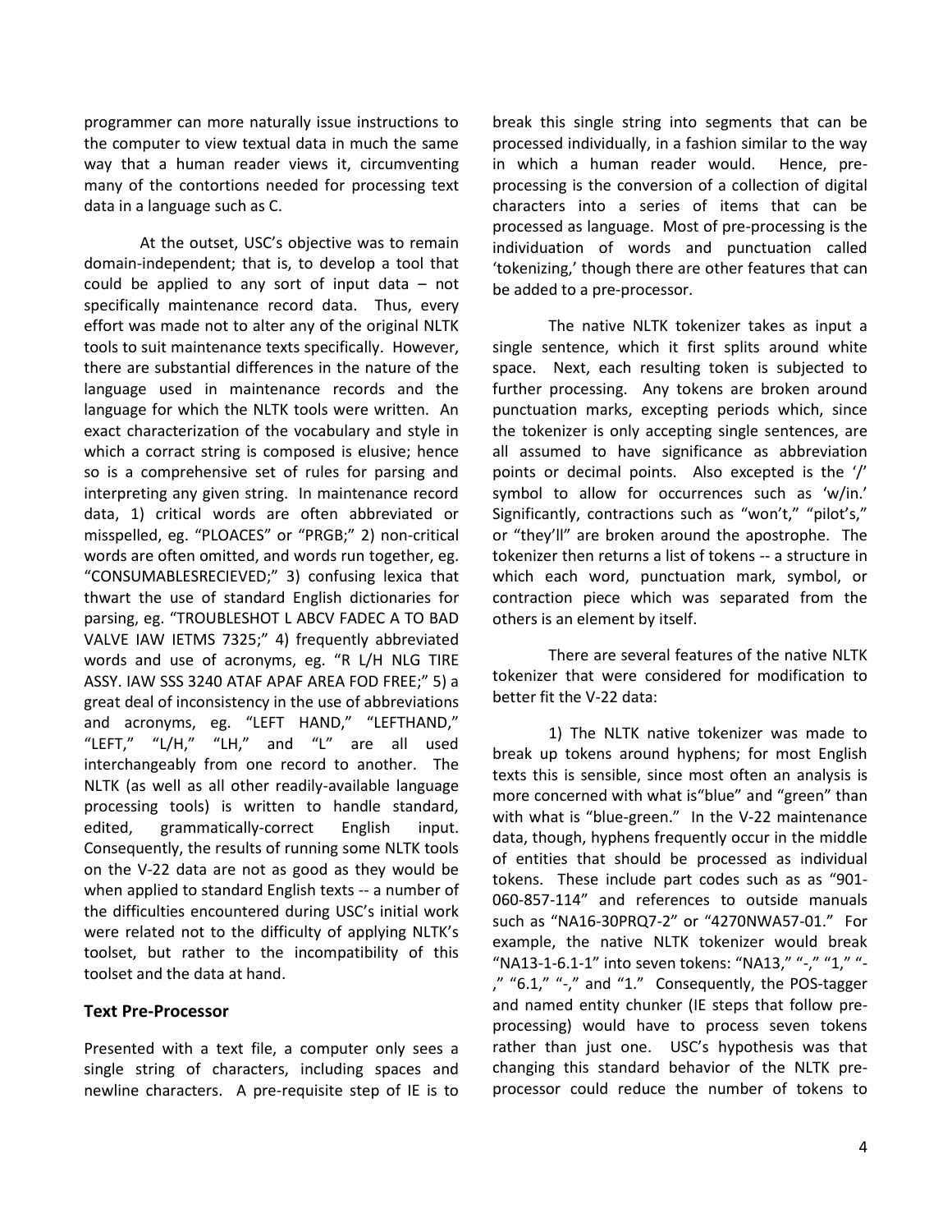programmer can more naturally issue instructions to the computer to view textual data in much the same way that a human reader views it, circumventing many of the contortions needed for processing text data in a language such as C.

At the outset, USC's objective was to remain domain-independent; that is, to develop a tool that could be applied to any sort of input data – not specifically maintenance record data. Thus, every effort was made not to alter any of the original NLTK tools to suit maintenance texts specifically. However, there are substantial differences in the nature of the language used in maintenance records and the language for which the NLTK tools were written. An exact characterization of the vocabulary and style in which a corract string is composed is elusive; hence so is a comprehensive set of rules for parsing and interpreting any given string. In maintenance record data, 1) critical words are often abbreviated or misspelled, eg. "PLOACES" or "PRGB;" 2) non-critical words are often omitted, and words run together, eg. "CONSUMABLESRECIEVED;" 3) confusing lexica that thwart the use of standard English dictionaries for parsing, eg. "TROUBLESHOT L ABCV FADEC A TO BAD VALVE IAW IETMS 7325;" 4) frequently abbreviated words and use of acronyms, eg. "R L/H NLG TIRE ASSY. IAW SSS 3240 ATAF APAF AREA FOD FREE;" 5) a great deal of inconsistency in the use of abbreviations and acronyms, eg. "LEFT HAND," "LEFTHAND," "LEFT," "L/H," "LH," and "L" are all used interchangeably from one record to another. The NLTK (as well as all other readily-available language processing tools) is written to handle standard, edited, grammatically-correct English input. Consequently, the results of running some NLTK tools on the V-22 data are not as good as they would be when applied to standard English texts -- a number of the difficulties encountered during USC's initial work were related not to the difficulty of applying NLTK's toolset, but rather to the incompatibility of this toolset and the data at hand.

### Text Pre-Processor

Presented with a text file, a computer only sees a single string of characters, including spaces and newline characters. A pre-requisite step of IE is to break this single string into segments that can be processed individually, in a fashion similar to the way in which a human reader would. Hence, pre-processing is the conversion of a collection of digital characters into a series of items that can be processed as language. Most of pre-processing is the individuation of words and punctuation called 'tokenizing,' though there are other features that can be added to a pre-processor.

The native NLTK tokenizer takes as input a single sentence, which it first splits around white space. Next, each resulting token is subjected to further processing. Any tokens are broken around punctuation marks, excepting periods which, since the tokenizer is only accepting single sentences, are all assumed to have significance as abbreviation points or decimal points. Also excepted is the '/' symbol to allow for occurrences such as 'w/in.' Significantly, contractions such as "won't," "pilot's," or "they'll" are broken around the apostrophe. The tokenizer then returns a list of tokens -- a structure in which each word, punctuation mark, symbol, or contraction piece which was separated from the others is an element by itself.

There are several features of the native NLTK tokenizer that were considered for modification to better fit the V-22 data:

1) The NLTK native tokenizer was made to break up tokens around hyphens; for most English texts this is sensible, since most often an analysis is more concerned with what is"blue" and "green" than with what is "blue-green." In the V-22 maintenance data, though, hyphens frequently occur in the middle of entities that should be processed as individual tokens. These include part codes such as as "901-060-857-114" and references to outside manuals such as "NA16-30PRQ7-2" or "4270NWA57-01." For example, the native NLTK tokenizer would break "NA13-1-6.1-1" into seven tokens: "NA13," "-," "1," "-," "6.1," "-," and "1." Consequently, the POS-tagger and named entity chunker (IE steps that follow pre-processing) would have to process seven tokens rather than just one. USC's hypothesis was that changing this standard behavior of the NLTK pre-processor could reduce the number of tokens to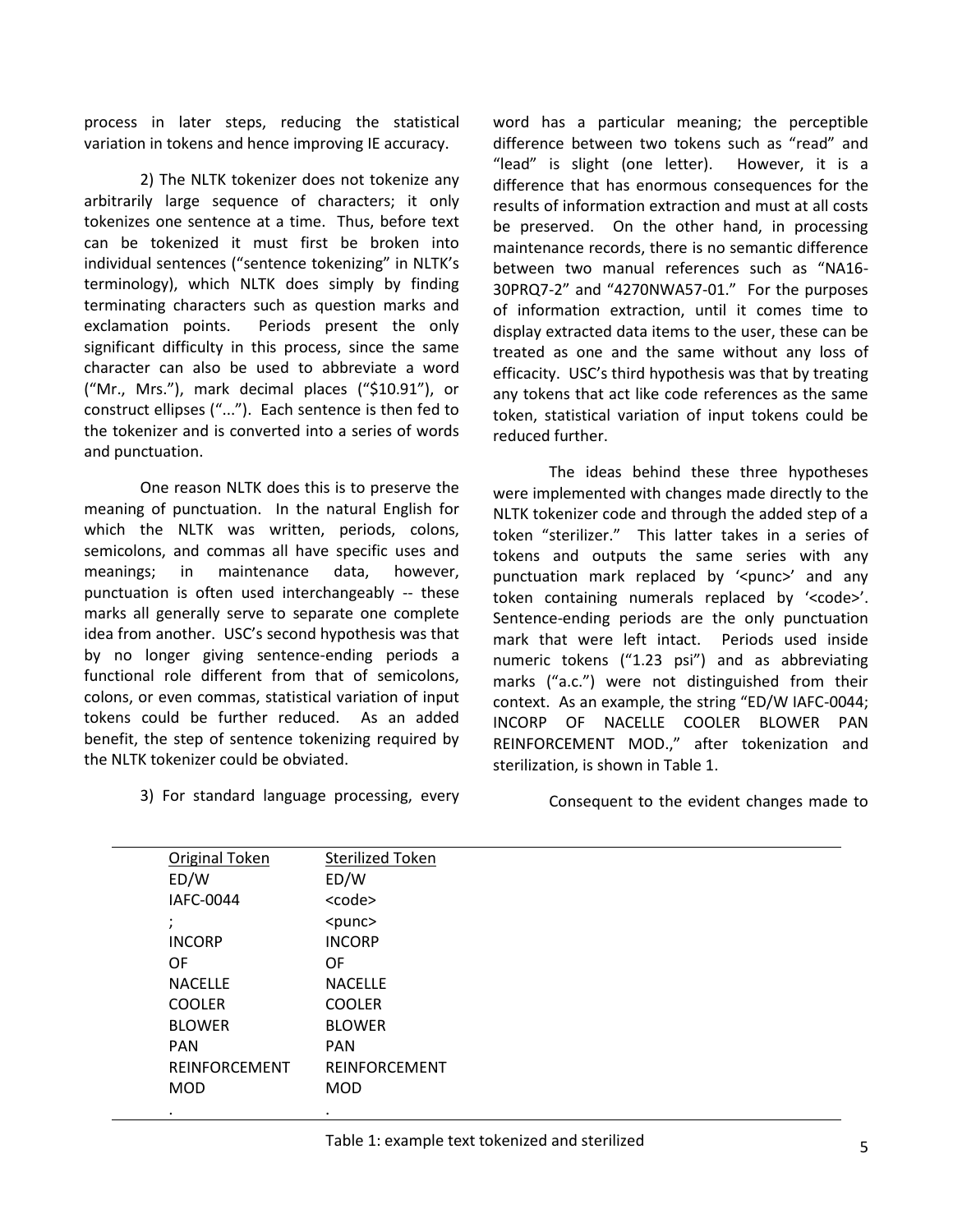process in later steps, reducing the statistical variation in tokens and hence improving IE accuracy.

2) The NLTK tokenizer does not tokenize any arbitrarily large sequence of characters; it only tokenizes one sentence at a time. Thus, before text can be tokenized it must first be broken into individual sentences ("sentence tokenizing" in NLTK's terminology), which NLTK does simply by finding terminating characters such as question marks and exclamation points. Periods present the only significant difficulty in this process, since the same character can also be used to abbreviate a word ("Mr., Mrs."), mark decimal places ("$10.91"), or construct ellipses ("..."). Each sentence is then fed to the tokenizer and is converted into a series of words and punctuation.

One reason NLTK does this is to preserve the meaning of punctuation. In the natural English for which the NLTK was written, periods, colons, semicolons, and commas all have specific uses and meanings; in maintenance data, however, punctuation is often used interchangeably -- these marks all generally serve to separate one complete idea from another. USC's second hypothesis was that by no longer giving sentence-ending periods a functional role different from that of semicolons, colons, or even commas, statistical variation of input tokens could be further reduced. As an added benefit, the step of sentence tokenizing required by the NLTK tokenizer could be obviated.

3) For standard language processing, every word has a particular meaning; the perceptible difference between two tokens such as "read" and "lead" is slight (one letter). However, it is a difference that has enormous consequences for the results of information extraction and must at all costs be preserved. On the other hand, in processing maintenance records, there is no semantic difference between two manual references such as "NA16-30PRQ7-2" and "4270NWA57-01." For the purposes of information extraction, until it comes time to display extracted data items to the user, these can be treated as one and the same without any loss of efficacity. USC's third hypothesis was that by treating any tokens that act like code references as the same token, statistical variation of input tokens could be reduced further.

The ideas behind these three hypotheses were implemented with changes made directly to the NLTK tokenizer code and through the added step of a token "sterilizer." This latter takes in a series of tokens and outputs the same series with any punctuation mark replaced by '<punc>' and any token containing numerals replaced by '<code>'. Sentence-ending periods are the only punctuation mark that were left intact. Periods used inside numeric tokens ("1.23 psi") and as abbreviating marks ("a.c.") were not distinguished from their context. As an example, the string "ED/W IAFC-0044; INCORP OF NACELLE COOLER BLOWER PAN REINFORCEMENT MOD.," after tokenization and sterilization, is shown in Table 1.

Consequent to the evident changes made to

| Original Token | Sterilized Token |
|---|---|
| ED/W | ED/W |
| IAFC-0044 | <code> |
| ; | <punc> |
| INCORP | INCORP |
| OF | OF |
| NACELLE | NACELLE |
| COOLER | COOLER |
| BLOWER | BLOWER |
| PAN | PAN |
| REINFORCEMENT | REINFORCEMENT |
| MOD | MOD |
| . | . |

Table 1: example text tokenized and sterilized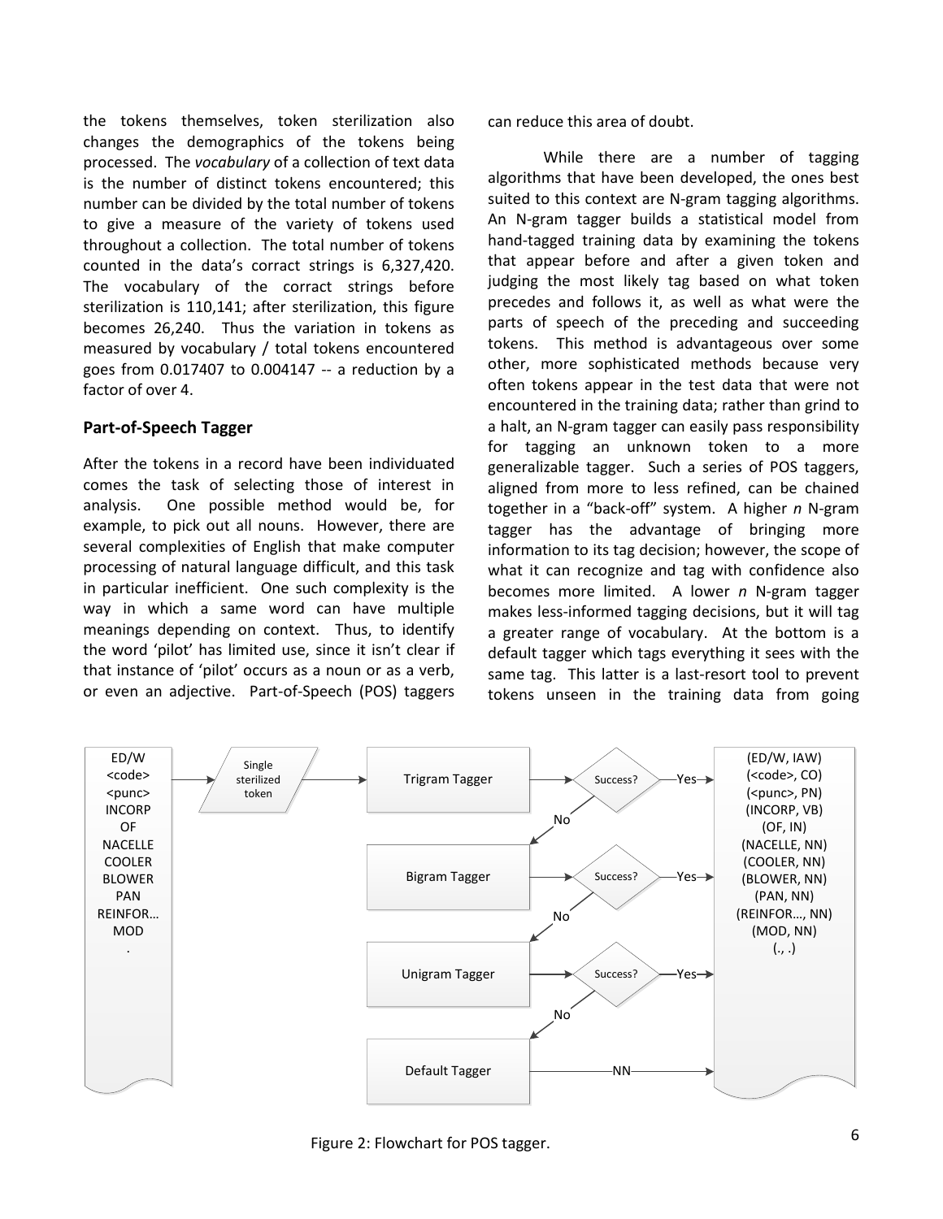the tokens themselves, token sterilization also changes the demographics of the tokens being processed. The *vocabulary* of a collection of text data is the number of distinct tokens encountered; this number can be divided by the total number of tokens to give a measure of the variety of tokens used throughout a collection. The total number of tokens counted in the data's corract strings is 6,327,420. The vocabulary of the corract strings before sterilization is 110,141; after sterilization, this figure becomes 26,240. Thus the variation in tokens as measured by vocabulary / total tokens encountered goes from 0.017407 to 0.004147 -- a reduction by a factor of over 4.

### Part-of-Speech Tagger

After the tokens in a record have been individuated comes the task of selecting those of interest in analysis. One possible method would be, for example, to pick out all nouns. However, there are several complexities of English that make computer processing of natural language difficult, and this task in particular inefficient. One such complexity is the way in which a same word can have multiple meanings depending on context. Thus, to identify the word 'pilot' has limited use, since it isn't clear if that instance of 'pilot' occurs as a noun or as a verb, or even an adjective. Part-of-Speech (POS) taggers can reduce this area of doubt.

While there are a number of tagging algorithms that have been developed, the ones best suited to this context are N-gram tagging algorithms. An N-gram tagger builds a statistical model from hand-tagged training data by examining the tokens that appear before and after a given token and judging the most likely tag based on what token precedes and follows it, as well as what were the parts of speech of the preceding and succeeding tokens. This method is advantageous over some other, more sophisticated methods because very often tokens appear in the test data that were not encountered in the training data; rather than grind to a halt, an N-gram tagger can easily pass responsibility for tagging an unknown token to a more generalizable tagger. Such a series of POS taggers, aligned from more to less refined, can be chained together in a "back-off" system. A higher *n* N-gram tagger has the advantage of bringing more information to its tag decision; however, the scope of what it can recognize and tag with confidence also becomes more limited. A lower *n* N-gram tagger makes less-informed tagging decisions, but it will tag a greater range of vocabulary. At the bottom is a default tagger which tags everything it sees with the same tag. This latter is a last-resort tool to prevent tokens unseen in the training data from going

ED/W
<code>
<punc>
INCORP
OF
NACELLE
COOLER
BLOWER
PAN
REINFOR…
MOD
.

Single sterilized token → Trigram Tagger → Success? —Yes→
No ↓ Bigram Tagger → Success? —Yes→
No ↓ Unigram Tagger → Success? —Yes→
No ↓ Default Tagger —NN→

(ED/W, IAW)
(<code>, CO)
(<punc>, PN)
(INCORP, VB)
(OF, IN)
(NACELLE, NN)
(COOLER, NN)
(BLOWER, NN)
(PAN, NN)
(REINFOR…, NN)
(MOD, NN)
(., .)

Figure 2: Flowchart for POS tagger.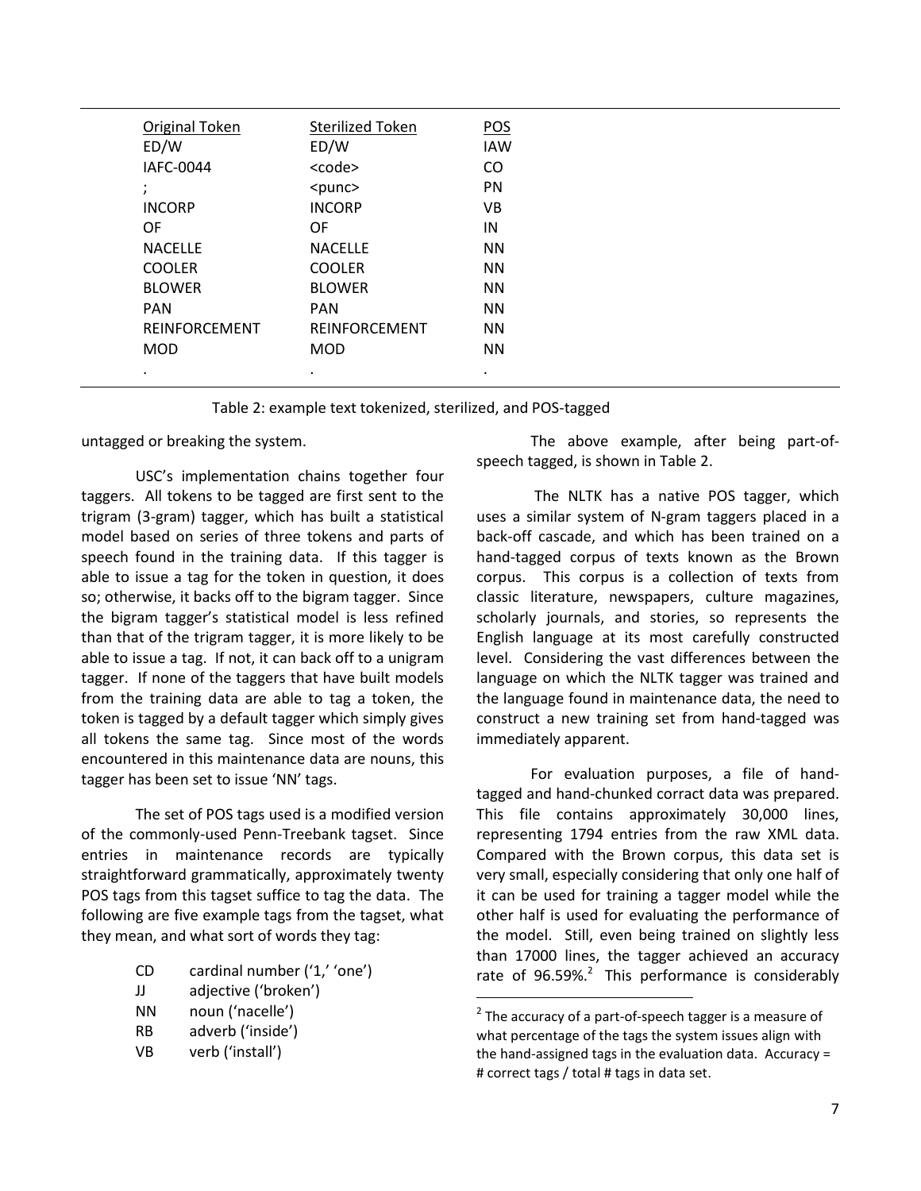| Original Token | Sterilized Token | POS |
|---|---|---|
| ED/W | ED/W | IAW |
| IAFC-0044 | <code> | CO |
| ; | <punc> | PN |
| INCORP | INCORP | VB |
| OF | OF | IN |
| NACELLE | NACELLE | NN |
| COOLER | COOLER | NN |
| BLOWER | BLOWER | NN |
| PAN | PAN | NN |
| REINFORCEMENT | REINFORCEMENT | NN |
| MOD | MOD | NN |
| . | . | . |

Table 2: example text tokenized, sterilized, and POS-tagged

untagged or breaking the system.

USC's implementation chains together four taggers. All tokens to be tagged are first sent to the trigram (3-gram) tagger, which has built a statistical model based on series of three tokens and parts of speech found in the training data. If this tagger is able to issue a tag for the token in question, it does so; otherwise, it backs off to the bigram tagger. Since the bigram tagger's statistical model is less refined than that of the trigram tagger, it is more likely to be able to issue a tag. If not, it can back off to a unigram tagger. If none of the taggers that have built models from the training data are able to tag a token, the token is tagged by a default tagger which simply gives all tokens the same tag. Since most of the words encountered in this maintenance data are nouns, this tagger has been set to issue 'NN' tags.

The set of POS tags used is a modified version of the commonly-used Penn-Treebank tagset. Since entries in maintenance records are typically straightforward grammatically, approximately twenty POS tags from this tagset suffice to tag the data. The following are five example tags from the tagset, what they mean, and what sort of words they tag:

- CD cardinal number ('1,' 'one')
- JJ adjective ('broken')
- NN noun ('nacelle')
- RB adverb ('inside')
- VB verb ('install')

The above example, after being part-of-speech tagged, is shown in Table 2.

The NLTK has a native POS tagger, which uses a similar system of N-gram taggers placed in a back-off cascade, and which has been trained on a hand-tagged corpus of texts known as the Brown corpus. This corpus is a collection of texts from classic literature, newspapers, culture magazines, scholarly journals, and stories, so represents the English language at its most carefully constructed level. Considering the vast differences between the language on which the NLTK tagger was trained and the language found in maintenance data, the need to construct a new training set from hand-tagged was immediately apparent.

For evaluation purposes, a file of hand-tagged and hand-chunked corract data was prepared. This file contains approximately 30,000 lines, representing 1794 entries from the raw XML data. Compared with the Brown corpus, this data set is very small, especially considering that only one half of it can be used for training a tagger model while the other half is used for evaluating the performance of the model. Still, even being trained on slightly less than 17000 lines, the tagger achieved an accuracy rate of 96.59%.[2] This performance is considerably

[2] The accuracy of a part-of-speech tagger is a measure of what percentage of the tags the system issues align with the hand-assigned tags in the evaluation data. Accuracy = # correct tags / total # tags in data set.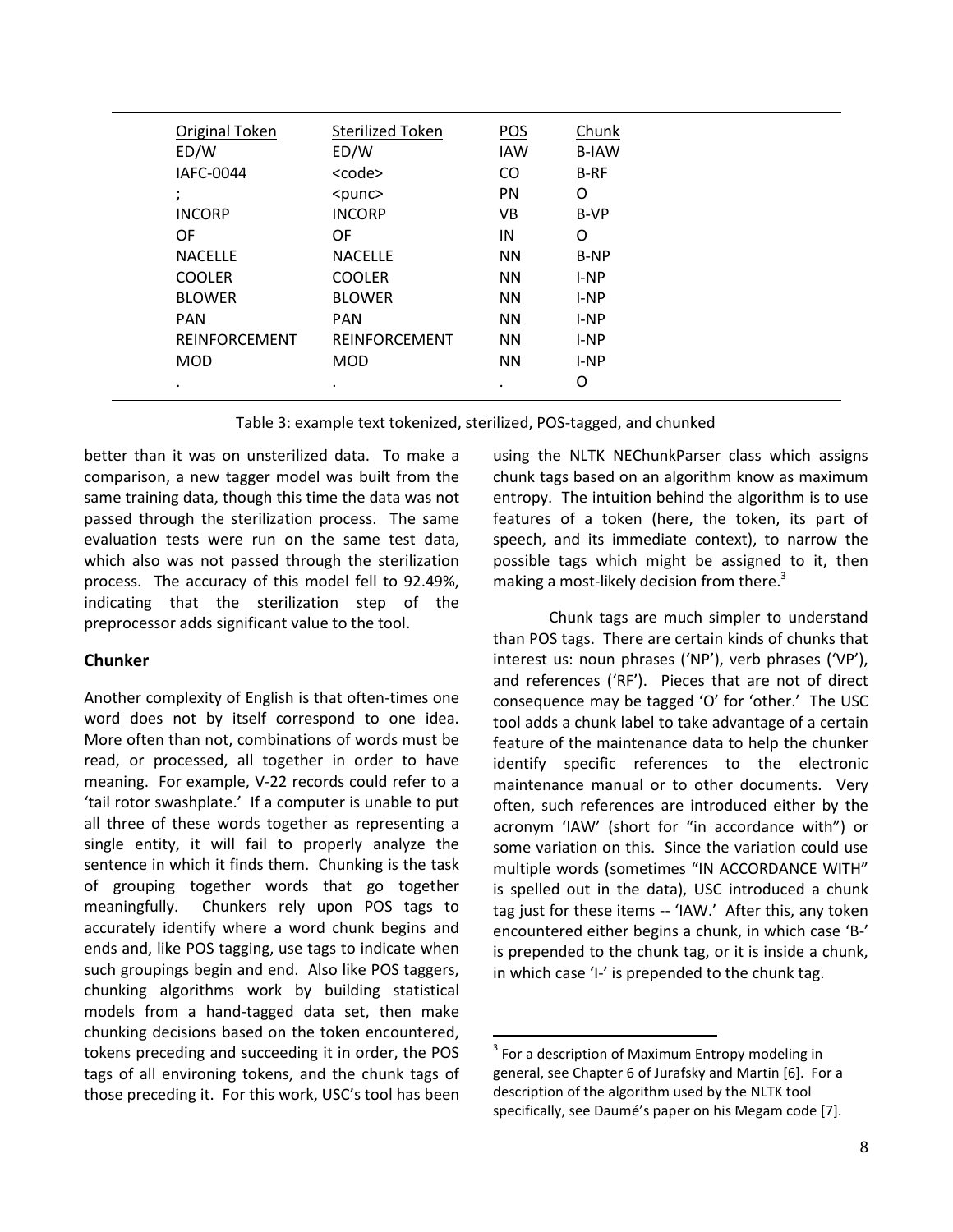| Original Token | Sterilized Token | POS | Chunk |
|---|---|---|---|
| ED/W | ED/W | IAW | B-IAW |
| IAFC-0044 | <code> | CO | B-RF |
| ; | <punc> | PN | O |
| INCORP | INCORP | VB | B-VP |
| OF | OF | IN | O |
| NACELLE | NACELLE | NN | B-NP |
| COOLER | COOLER | NN | I-NP |
| BLOWER | BLOWER | NN | I-NP |
| PAN | PAN | NN | I-NP |
| REINFORCEMENT | REINFORCEMENT | NN | I-NP |
| MOD | MOD | NN | I-NP |
| . | . | . | O |

Table 3: example text tokenized, sterilized, POS-tagged, and chunked

better than it was on unsterilized data. To make a comparison, a new tagger model was built from the same training data, though this time the data was not passed through the sterilization process. The same evaluation tests were run on the same test data, which also was not passed through the sterilization process. The accuracy of this model fell to 92.49%, indicating that the sterilization step of the preprocessor adds significant value to the tool.

### Chunker

Another complexity of English is that often-times one word does not by itself correspond to one idea. More often than not, combinations of words must be read, or processed, all together in order to have meaning. For example, V-22 records could refer to a 'tail rotor swashplate.' If a computer is unable to put all three of these words together as representing a single entity, it will fail to properly analyze the sentence in which it finds them. Chunking is the task of grouping together words that go together meaningfully. Chunkers rely upon POS tags to accurately identify where a word chunk begins and ends and, like POS tagging, use tags to indicate when such groupings begin and end. Also like POS taggers, chunking algorithms work by building statistical models from a hand-tagged data set, then make chunking decisions based on the token encountered, tokens preceding and succeeding it in order, the POS tags of all environing tokens, and the chunk tags of those preceding it. For this work, USC's tool has been using the NLTK NEChunkParser class which assigns chunk tags based on an algorithm know as maximum entropy. The intuition behind the algorithm is to use features of a token (here, the token, its part of speech, and its immediate context), to narrow the possible tags which might be assigned to it, then making a most-likely decision from there.[3]

Chunk tags are much simpler to understand than POS tags. There are certain kinds of chunks that interest us: noun phrases ('NP'), verb phrases ('VP'), and references ('RF'). Pieces that are not of direct consequence may be tagged 'O' for 'other.' The USC tool adds a chunk label to take advantage of a certain feature of the maintenance data to help the chunker identify specific references to the electronic maintenance manual or to other documents. Very often, such references are introduced either by the acronym 'IAW' (short for "in accordance with") or some variation on this. Since the variation could use multiple words (sometimes "IN ACCORDANCE WITH" is spelled out in the data), USC introduced a chunk tag just for these items -- 'IAW.' After this, any token encountered either begins a chunk, in which case 'B-' is prepended to the chunk tag, or it is inside a chunk, in which case 'I-' is prepended to the chunk tag.

[3] For a description of Maximum Entropy modeling in general, see Chapter 6 of Jurafsky and Martin [6]. For a description of the algorithm used by the NLTK tool specifically, see Daumé's paper on his Megam code [7].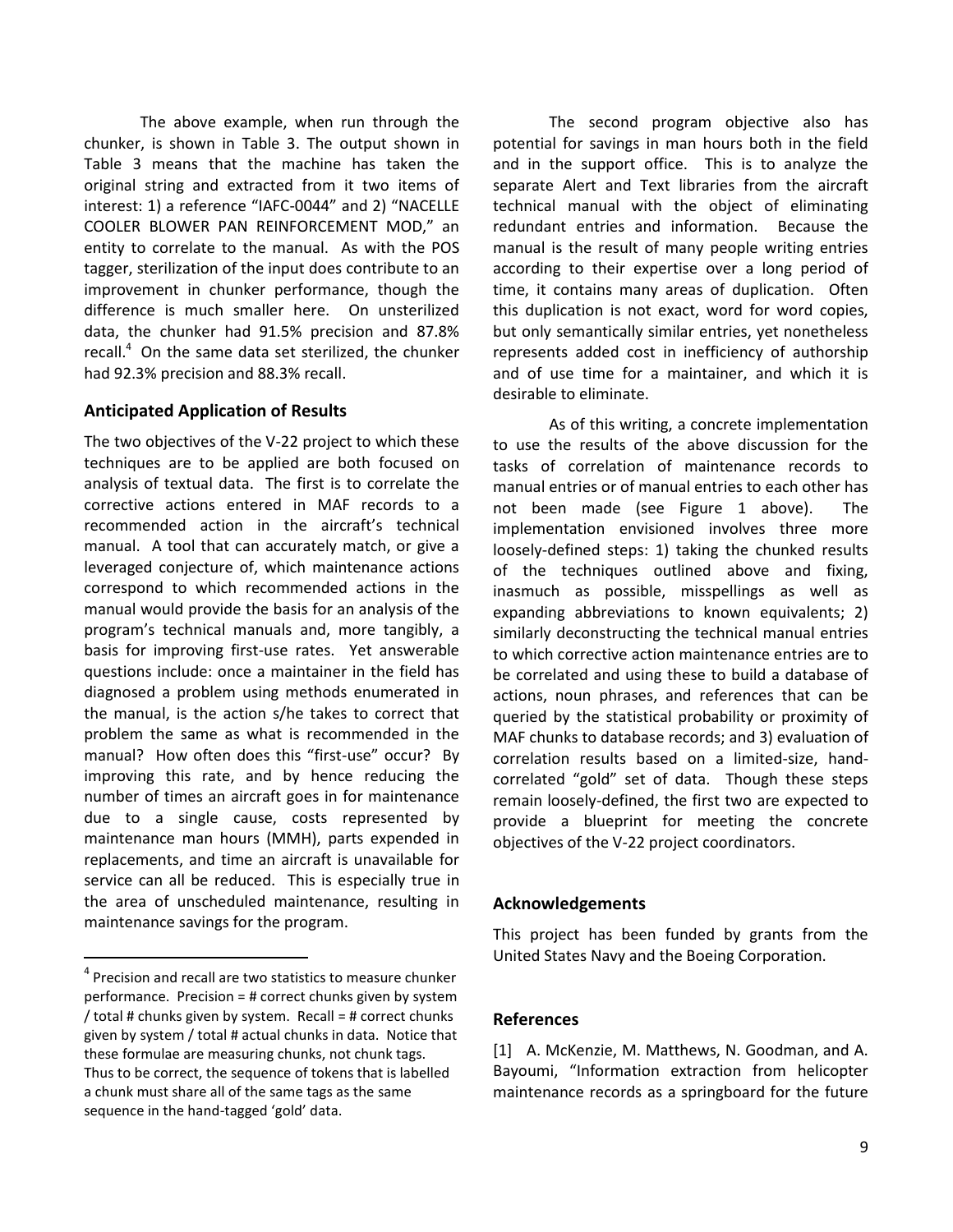The above example, when run through the chunker, is shown in Table 3. The output shown in Table 3 means that the machine has taken the original string and extracted from it two items of interest: 1) a reference "IAFC-0044" and 2) "NACELLE COOLER BLOWER PAN REINFORCEMENT MOD," an entity to correlate to the manual. As with the POS tagger, sterilization of the input does contribute to an improvement in chunker performance, though the difference is much smaller here. On unsterilized data, the chunker had 91.5% precision and 87.8% recall.[4] On the same data set sterilized, the chunker had 92.3% precision and 88.3% recall.

### Anticipated Application of Results

The two objectives of the V-22 project to which these techniques are to be applied are both focused on analysis of textual data. The first is to correlate the corrective actions entered in MAF records to a recommended action in the aircraft's technical manual. A tool that can accurately match, or give a leveraged conjecture of, which maintenance actions correspond to which recommended actions in the manual would provide the basis for an analysis of the program's technical manuals and, more tangibly, a basis for improving first-use rates. Yet answerable questions include: once a maintainer in the field has diagnosed a problem using methods enumerated in the manual, is the action s/he takes to correct that problem the same as what is recommended in the manual? How often does this "first-use" occur? By improving this rate, and by hence reducing the number of times an aircraft goes in for maintenance due to a single cause, costs represented by maintenance man hours (MMH), parts expended in replacements, and time an aircraft is unavailable for service can all be reduced. This is especially true in the area of unscheduled maintenance, resulting in maintenance savings for the program.

The second program objective also has potential for savings in man hours both in the field and in the support office. This is to analyze the separate Alert and Text libraries from the aircraft technical manual with the object of eliminating redundant entries and information. Because the manual is the result of many people writing entries according to their expertise over a long period of time, it contains many areas of duplication. Often this duplication is not exact, word for word copies, but only semantically similar entries, yet nonetheless represents added cost in inefficiency of authorship and of use time for a maintainer, and which it is desirable to eliminate.

As of this writing, a concrete implementation to use the results of the above discussion for the tasks of correlation of maintenance records to manual entries or of manual entries to each other has not been made (see Figure 1 above). The implementation envisioned involves three more loosely-defined steps: 1) taking the chunked results of the techniques outlined above and fixing, inasmuch as possible, misspellings as well as expanding abbreviations to known equivalents; 2) similarly deconstructing the technical manual entries to which corrective action maintenance entries are to be correlated and using these to build a database of actions, noun phrases, and references that can be queried by the statistical probability or proximity of MAF chunks to database records; and 3) evaluation of correlation results based on a limited-size, hand-correlated "gold" set of data. Though these steps remain loosely-defined, the first two are expected to provide a blueprint for meeting the concrete objectives of the V-22 project coordinators.

### Acknowledgements

This project has been funded by grants from the United States Navy and the Boeing Corporation.

### References

[1] A. McKenzie, M. Matthews, N. Goodman, and A. Bayoumi, "Information extraction from helicopter maintenance records as a springboard for the future

---

[4] Precision and recall are two statistics to measure chunker performance. Precision = # correct chunks given by system / total # chunks given by system. Recall = # correct chunks given by system / total # actual chunks in data. Notice that these formulae are measuring chunks, not chunk tags. Thus to be correct, the sequence of tokens that is labelled a chunk must share all of the same tags as the same sequence in the hand-tagged 'gold' data.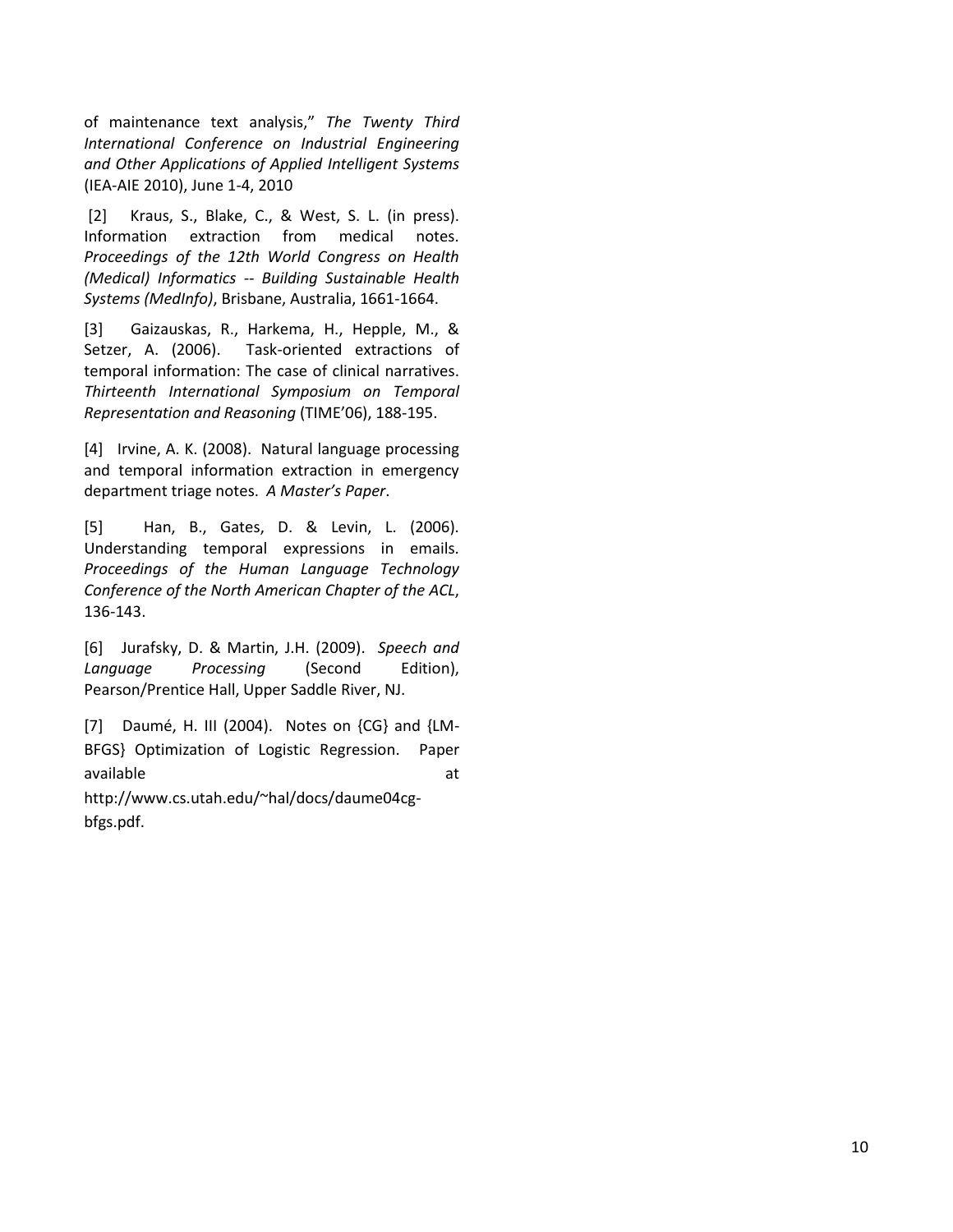of maintenance text analysis," *The Twenty Third International Conference on Industrial Engineering and Other Applications of Applied Intelligent Systems* (IEA-AIE 2010), June 1-4, 2010

[2] Kraus, S., Blake, C., & West, S. L. (in press). Information extraction from medical notes. *Proceedings of the 12th World Congress on Health (Medical) Informatics -- Building Sustainable Health Systems (MedInfo)*, Brisbane, Australia, 1661-1664.

[3] Gaizauskas, R., Harkema, H., Hepple, M., & Setzer, A. (2006). Task-oriented extractions of temporal information: The case of clinical narratives. *Thirteenth International Symposium on Temporal Representation and Reasoning* (TIME'06), 188-195.

[4] Irvine, A. K. (2008). Natural language processing and temporal information extraction in emergency department triage notes. *A Master's Paper*.

[5] Han, B., Gates, D. & Levin, L. (2006). Understanding temporal expressions in emails. *Proceedings of the Human Language Technology Conference of the North American Chapter of the ACL*, 136-143.

[6] Jurafsky, D. & Martin, J.H. (2009). *Speech and Language Processing* (Second Edition), Pearson/Prentice Hall, Upper Saddle River, NJ.

[7] Daumé, H. III (2004). Notes on {CG} and {LM-BFGS} Optimization of Logistic Regression. Paper available at http://www.cs.utah.edu/~hal/docs/daume04cg-bfgs.pdf.